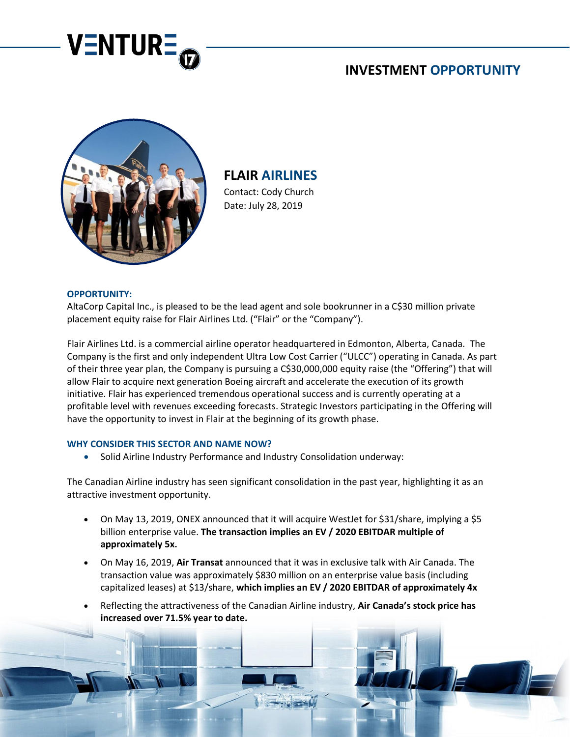# VENTURE 17

## INVESTMENT OPPORTUNITY

## FLAIR AIRLINES

Contact: Cody Church
Date: July 28, 2019

### OPPORTUNITY:

AltaCorp Capital Inc., is pleased to be the lead agent and sole bookrunner in a C$30 million private placement equity raise for Flair Airlines Ltd. ("Flair" or the "Company").

Flair Airlines Ltd. is a commercial airline operator headquartered in Edmonton, Alberta, Canada. The Company is the first and only independent Ultra Low Cost Carrier ("ULCC") operating in Canada. As part of their three year plan, the Company is pursuing a C$30,000,000 equity raise (the "Offering") that will allow Flair to acquire next generation Boeing aircraft and accelerate the execution of its growth initiative. Flair has experienced tremendous operational success and is currently operating at a profitable level with revenues exceeding forecasts. Strategic Investors participating in the Offering will have the opportunity to invest in Flair at the beginning of its growth phase.

### WHY CONSIDER THIS SECTOR AND NAME NOW?

- Solid Airline Industry Performance and Industry Consolidation underway:

The Canadian Airline industry has seen significant consolidation in the past year, highlighting it as an attractive investment opportunity.

- On May 13, 2019, ONEX announced that it will acquire WestJet for $31/share, implying a $5 billion enterprise value. **The transaction implies an EV / 2020 EBITDAR multiple of approximately 5x.**
- On May 16, 2019, **Air Transat** announced that it was in exclusive talk with Air Canada. The transaction value was approximately $830 million on an enterprise value basis (including capitalized leases) at $13/share, **which implies an EV / 2020 EBITDAR of approximately 4x**
- Reflecting the attractiveness of the Canadian Airline industry, **Air Canada's stock price has increased over 71.5% year to date.**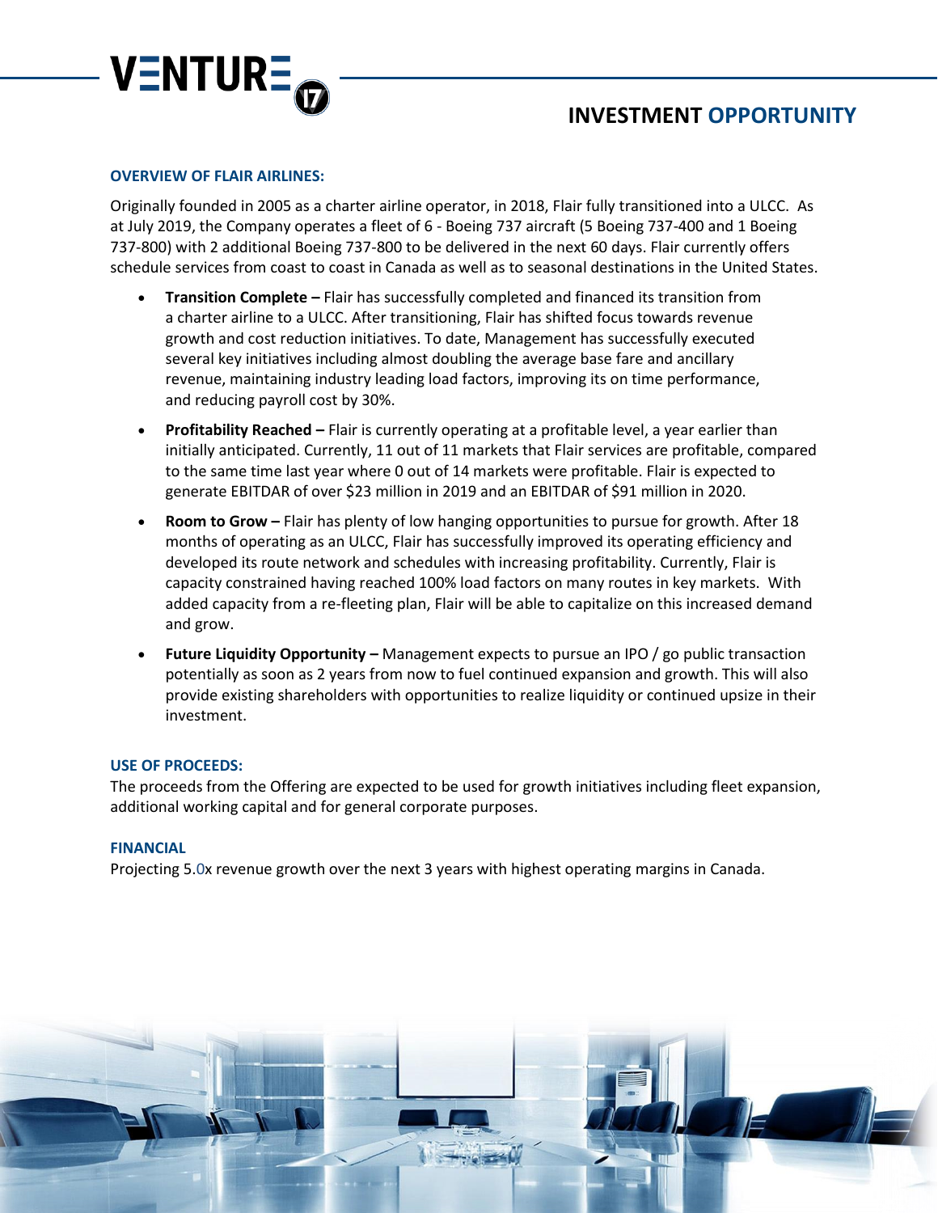# INVESTMENT OPPORTUNITY

### OVERVIEW OF FLAIR AIRLINES:

Originally founded in 2005 as a charter airline operator, in 2018, Flair fully transitioned into a ULCC. As at July 2019, the Company operates a fleet of 6 - Boeing 737 aircraft (5 Boeing 737-400 and 1 Boeing 737-800) with 2 additional Boeing 737-800 to be delivered in the next 60 days. Flair currently offers schedule services from coast to coast in Canada as well as to seasonal destinations in the United States.

- **Transition Complete –** Flair has successfully completed and financed its transition from a charter airline to a ULCC. After transitioning, Flair has shifted focus towards revenue growth and cost reduction initiatives. To date, Management has successfully executed several key initiatives including almost doubling the average base fare and ancillary revenue, maintaining industry leading load factors, improving its on time performance, and reducing payroll cost by 30%.
- **Profitability Reached –** Flair is currently operating at a profitable level, a year earlier than initially anticipated. Currently, 11 out of 11 markets that Flair services are profitable, compared to the same time last year where 0 out of 14 markets were profitable. Flair is expected to generate EBITDAR of over $23 million in 2019 and an EBITDAR of $91 million in 2020.
- **Room to Grow –** Flair has plenty of low hanging opportunities to pursue for growth. After 18 months of operating as an ULCC, Flair has successfully improved its operating efficiency and developed its route network and schedules with increasing profitability. Currently, Flair is capacity constrained having reached 100% load factors on many routes in key markets. With added capacity from a re-fleeting plan, Flair will be able to capitalize on this increased demand and grow.
- **Future Liquidity Opportunity –** Management expects to pursue an IPO / go public transaction potentially as soon as 2 years from now to fuel continued expansion and growth. This will also provide existing shareholders with opportunities to realize liquidity or continued upsize in their investment.

### USE OF PROCEEDS:

The proceeds from the Offering are expected to be used for growth initiatives including fleet expansion, additional working capital and for general corporate purposes.

### FINANCIAL

Projecting 5.0x revenue growth over the next 3 years with highest operating margins in Canada.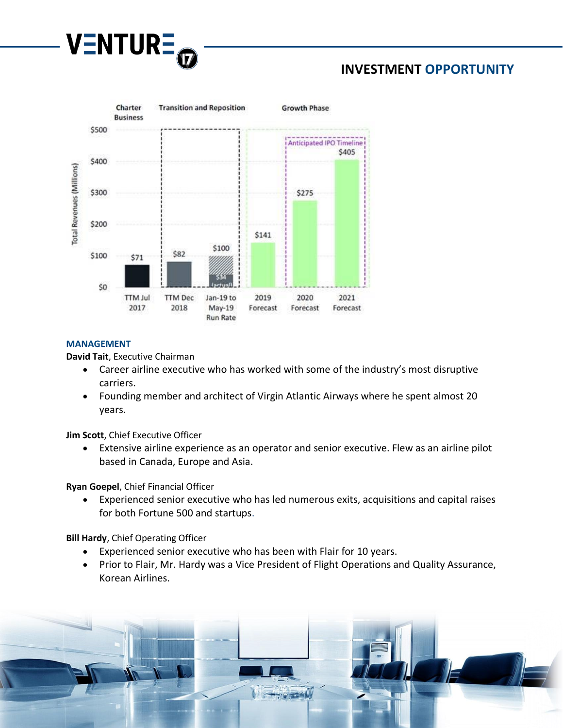## INVESTMENT OPPORTUNITY

Charter Business
Transition and Reposition
Growth Phase

Total Revenues (Millions)

$500
$400
$300
$200
$100
$0

Anticipated IPO Timeline

$71
$82
$100
$34 (actual)
$141
$275
$405

TTM Jul 2017
TTM Dec 2018
Jan-19 to May-19 Run Rate
2019 Forecast
2020 Forecast
2021 Forecast

### MANAGEMENT

**David Tait**, Executive Chairman

- Career airline executive who has worked with some of the industry's most disruptive carriers.
- Founding member and architect of Virgin Atlantic Airways where he spent almost 20 years.

**Jim Scott**, Chief Executive Officer

- Extensive airline experience as an operator and senior executive. Flew as an airline pilot based in Canada, Europe and Asia.

**Ryan Goepel**, Chief Financial Officer

- Experienced senior executive who has led numerous exits, acquisitions and capital raises for both Fortune 500 and startups.

**Bill Hardy**, Chief Operating Officer

- Experienced senior executive who has been with Flair for 10 years.
- Prior to Flair, Mr. Hardy was a Vice President of Flight Operations and Quality Assurance, Korean Airlines.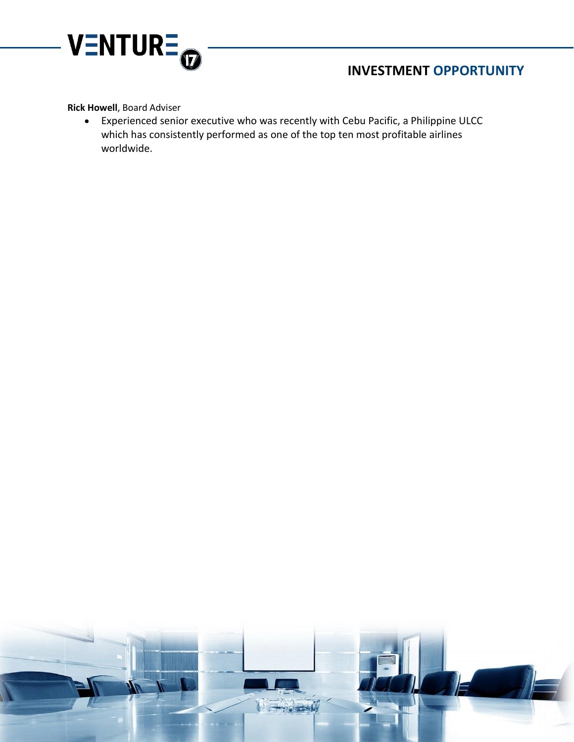**Rick Howell**, Board Adviser

- Experienced senior executive who was recently with Cebu Pacific, a Philippine ULCC which has consistently performed as one of the top ten most profitable airlines worldwide.